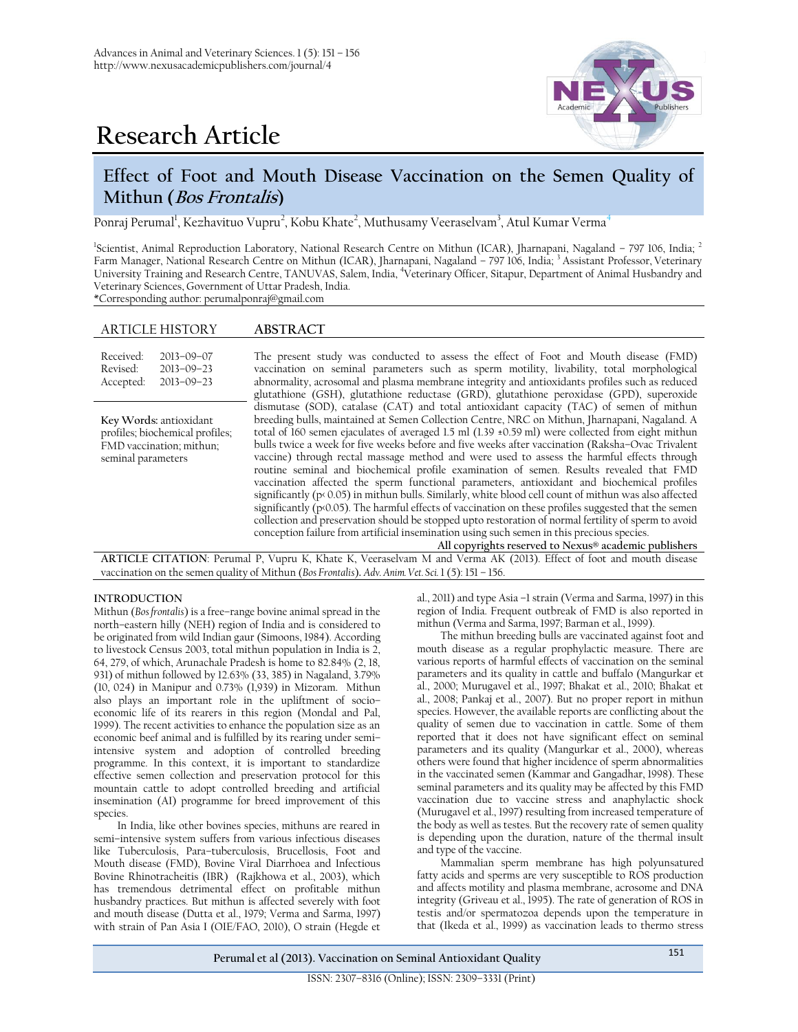# Research Article

## Effect of Foot and Mouth Disease Vaccination on the Semen Quality of Mithun (*Bos Frontalis*)

Ponraj Perumal[1], Kezhavituo Vupru[2], Kobu Khate[2], Muthusamy Veeraselvam[3], Atul Kumar Verma[4]

[1]Scientist, Animal Reproduction Laboratory, National Research Centre on Mithun (ICAR), Jharnapani, Nagaland – 797 106, India; [2] Farm Manager, National Research Centre on Mithun (ICAR), Jharnapani, Nagaland – 797 106, India; [3] Assistant Professor, Veterinary University Training and Research Centre, TANUVAS, Salem, India, [4]Veterinary Officer, Sitapur, Department of Animal Husbandry and Veterinary Sciences, Government of Uttar Pradesh, India.

*Corresponding author: perumalponraj@gmail.com

**ARTICLE HISTORY**

Received: 2013–09–07
Revised: 2013–09–23
Accepted: 2013–09–23

**Key Words:** antioxidant profiles; biochemical profiles; FMD vaccination; mithun; seminal parameters

**ABSTRACT**

The present study was conducted to assess the effect of Foot and Mouth disease (FMD) vaccination on seminal parameters such as sperm motility, livability, total morphological abnormality, acrosomal and plasma membrane integrity and antioxidants profiles such as reduced glutathione (GSH), glutathione reductase (GRD), glutathione peroxidase (GPD), superoxide dismutase (SOD), catalase (CAT) and total antioxidant capacity (TAC) of semen of mithun breeding bulls, maintained at Semen Collection Centre, NRC on Mithun, Jharnapani, Nagaland. A total of 160 semen ejaculates of averaged 1.5 ml (1.39 ±0.59 ml) were collected from eight mithun bulls twice a week for five weeks before and five weeks after vaccination (Raksha–Ovac Trivalent vaccine) through rectal massage method and were used to assess the harmful effects through routine seminal and biochemical profile examination of semen. Results revealed that FMD vaccination affected the sperm functional parameters, antioxidant and biochemical profiles significantly ($p < 0.05$) in mithun bulls. Similarly, white blood cell count of mithun was also affected significantly ($p<0.05$). The harmful effects of vaccination on these profiles suggested that the semen collection and preservation should be stopped upto restoration of normal fertility of sperm to avoid conception failure from artificial insemination using such semen in this precious species.

**All copyrights reserved to Nexus® academic publishers**

**ARTICLE CITATION**: Perumal P, Vupru K, Khate K, Veeraselvam M and Verma AK (2013). Effect of foot and mouth disease vaccination on the semen quality of Mithun (*Bos Frontalis*). *Adv. Anim. Vet. Sci.* 1 (5): 151 – 156.

### INTRODUCTION

Mithun (*Bos frontalis*) is a free–range bovine animal spread in the north–eastern hilly (NEH) region of India and is considered to be originated from wild Indian gaur (Simoons, 1984). According to livestock Census 2003, total mithun population in India is 2, 64, 279, of which, Arunachale Pradesh is home to 82.84% (2, 18, 931) of mithun followed by 12.63% (33, 385) in Nagaland, 3.79% (10, 024) in Manipur and 0.73% (1,939) in Mizoram. Mithun also plays an important role in the upliftment of socio–economic life of its rearers in this region (Mondal and Pal, 1999). The recent activities to enhance the population size as an economic beef animal and is fulfilled by its rearing under semi–intensive system and adoption of controlled breeding programme. In this context, it is important to standardize effective semen collection and preservation protocol for this mountain cattle to adopt controlled breeding and artificial insemination (AI) programme for breed improvement of this species.

In India, like other bovines species, mithuns are reared in semi–intensive system suffers from various infectious diseases like Tuberculosis, Para–tuberculosis, Brucellosis, Foot and Mouth disease (FMD), Bovine Viral Diarrhoea and Infectious Bovine Rhinotracheitis (IBR) (Rajkhowa et al., 2003), which has tremendous detrimental effect on profitable mithun husbandry practices. But mithun is affected severely with foot and mouth disease (Dutta et al., 1979; Verma and Sarma, 1997) with strain of Pan Asia I (OIE/FAO, 2010), O strain (Hegde et al., 2011) and type Asia –1 strain (Verma and Sarma, 1997) in this region of India. Frequent outbreak of FMD is also reported in mithun (Verma and Sarma, 1997; Barman et al., 1999).

The mithun breeding bulls are vaccinated against foot and mouth disease as a regular prophylactic measure. There are various reports of harmful effects of vaccination on the seminal parameters and its quality in cattle and buffalo (Mangurkar et al., 2000; Murugavel et al., 1997; Bhakat et al., 2010; Bhakat et al., 2008; Pankaj et al., 2007). But no proper report in mithun species. However, the available reports are conflicting about the quality of semen due to vaccination in cattle. Some of them reported that it does not have significant effect on seminal parameters and its quality (Mangurkar et al., 2000), whereas others were found that higher incidence of sperm abnormalities in the vaccinated semen (Kammar and Gangadhar, 1998). These seminal parameters and its quality may be affected by this FMD vaccination due to vaccine stress and anaphylactic shock (Murugavel et al., 1997) resulting from increased temperature of the body as well as testes. But the recovery rate of semen quality is depending upon the duration, nature of the thermal insult and type of the vaccine.

Mammalian sperm membrane has high polyunsatured fatty acids and sperms are very susceptible to ROS production and affects motility and plasma membrane, acrosome and DNA integrity (Griveau et al., 1995). The rate of generation of ROS in testis and/or spermatozoa depends upon the temperature in that (Ikeda et al., 1999) as vaccination leads to thermo stress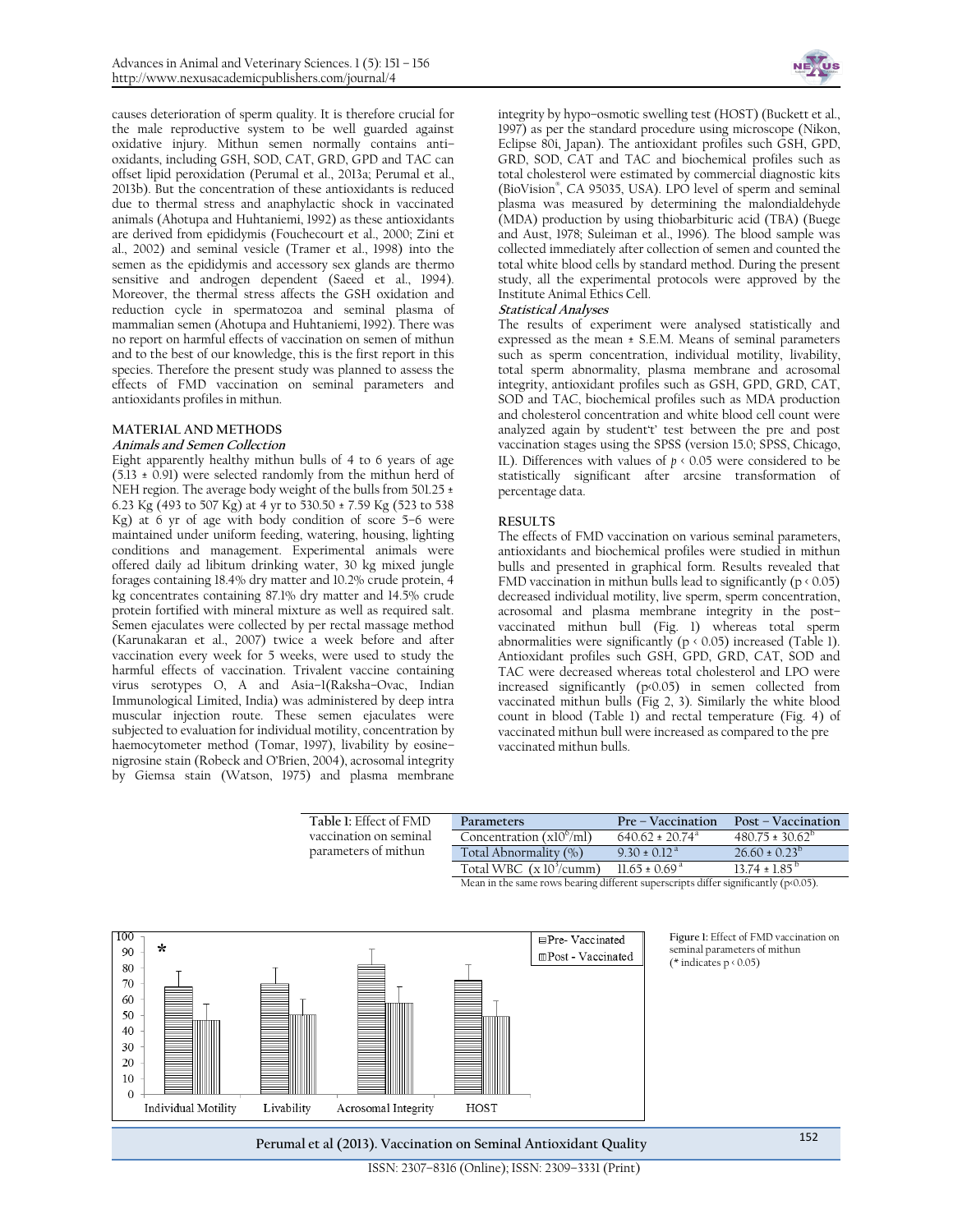causes deterioration of sperm quality. It is therefore crucial for the male reproductive system to be well guarded against oxidative injury. Mithun semen normally contains anti–oxidants, including GSH, SOD, CAT, GRD, GPD and TAC can offset lipid peroxidation (Perumal et al., 2013a; Perumal et al., 2013b). But the concentration of these antioxidants is reduced due to thermal stress and anaphylactic shock in vaccinated animals (Ahotupa and Huhtaniemi, 1992) as these antioxidants are derived from epididymis (Fouchecourt et al., 2000; Zini et al., 2002) and seminal vesicle (Tramer et al., 1998) into the semen as the epididymis and accessory sex glands are thermo sensitive and androgen dependent (Saeed et al., 1994). Moreover, the thermal stress affects the GSH oxidation and reduction cycle in spermatozoa and seminal plasma of mammalian semen (Ahotupa and Huhtaniemi, 1992). There was no report on harmful effects of vaccination on semen of mithun and to the best of our knowledge, this is the first report in this species. Therefore the present study was planned to assess the effects of FMD vaccination on seminal parameters and antioxidants profiles in mithun.

## MATERIAL AND METHODS

### *Animals and Semen Collection*

Eight apparently healthy mithun bulls of 4 to 6 years of age (5.13 ± 0.91) were selected randomly from the mithun herd of NEH region. The average body weight of the bulls from 501.25 ± 6.23 Kg (493 to 507 Kg) at 4 yr to 530.50 ± 7.59 Kg (523 to 538 Kg) at 6 yr of age with body condition of score 5–6 were maintained under uniform feeding, watering, housing, lighting conditions and management. Experimental animals were offered daily ad libitum drinking water, 30 kg mixed jungle forages containing 18.4% dry matter and 10.2% crude protein, 4 kg concentrates containing 87.1% dry matter and 14.5% crude protein fortified with mineral mixture as well as required salt. Semen ejaculates were collected by per rectal massage method (Karunakaran et al., 2007) twice a week before and after vaccination every week for 5 weeks, were used to study the harmful effects of vaccination. Trivalent vaccine containing virus serotypes O, A and Asia–1(Raksha–Ovac, Indian Immunological Limited, India) was administered by deep intra muscular injection route. These semen ejaculates were subjected to evaluation for individual motility, concentration by haemocytometer method (Tomar, 1997), livability by eosine–nigrosine stain (Robeck and O'Brien, 2004), acrosomal integrity by Giemsa stain (Watson, 1975) and plasma membrane integrity by hypo–osmotic swelling test (HOST) (Buckett et al., 1997) as per the standard procedure using microscope (Nikon, Eclipse 80i, Japan). The antioxidant profiles such GSH, GPD, GRD, SOD, CAT and TAC and biochemical profiles such as total cholesterol were estimated by commercial diagnostic kits (BioVision®, CA 95035, USA). LPO level of sperm and seminal plasma was measured by determining the malondialdehyde (MDA) production by using thiobarituric acid (TBA) (Buege and Aust, 1978; Suleiman et al., 1996). The blood sample was collected immediately after collection of semen and counted the total white blood cells by standard method. During the present study, all the experimental protocols were approved by the Institute Animal Ethics Cell.

### *Statistical Analyses*

The results of experiment were analysed statistically and expressed as the mean ± S.E.M. Means of seminal parameters such as sperm concentration, individual motility, livability, total sperm abnormality, plasma membrane and acrosomal integrity, antioxidant profiles such as GSH, GPD, GRD, CAT, SOD and TAC, biochemical profiles such as MDA production and cholesterol concentration and white blood cell count were analyzed again by student't' test between the pre and post vaccination stages using the SPSS (version 15.0; SPSS, Chicago, IL). Differences with values of $p < 0.05$ were considered to be statistically significant after arcsine transformation of percentage data.

## RESULTS

The effects of FMD vaccination on various seminal parameters, antioxidants and biochemical profiles were studied in mithun bulls and presented in graphical form. Results revealed that FMD vaccination in mithun bulls lead to significantly ($p < 0.05$) decreased individual motility, live sperm, sperm concentration, acrosomal and plasma membrane integrity in the post–vaccinated mithun bull (Fig. 1) whereas total sperm abnormalities were significantly ($p < 0.05$) increased (Table 1). Antioxidant profiles such GSH, GPD, GRD, CAT, SOD and TAC were decreased whereas total cholesterol and LPO were increased significantly ($p<0.05$) in semen collected from vaccinated mithun bulls (Fig 2, 3). Similarly the white blood count in blood (Table 1) and rectal temperature (Fig. 4) of vaccinated mithun bull were increased as compared to the pre vaccinated mithun bulls.

**Table 1:** Effect of FMD vaccination on seminal parameters of mithun

| Parameters | Pre – Vaccination | Post – Vaccination |
|---|---|---|
| Concentration ($x10^6$/ml) | $640.62 \pm 20.74^a$ | $480.75 \pm 30.62^b$ |
| Total Abnormality (%) | $9.30 \pm 0.12^a$ | $26.60 \pm 0.23^b$ |
| Total WBC ($x\,10^3$/cumm) | $11.65 \pm 0.69^a$ | $13.74 \pm 1.85^b$ |

Mean in the same rows bearing different superscripts differ significantly ($p<0.05$).

**Figure 1:** Effect of FMD vaccination on seminal parameters of mithun (* indicates $p < 0.05$)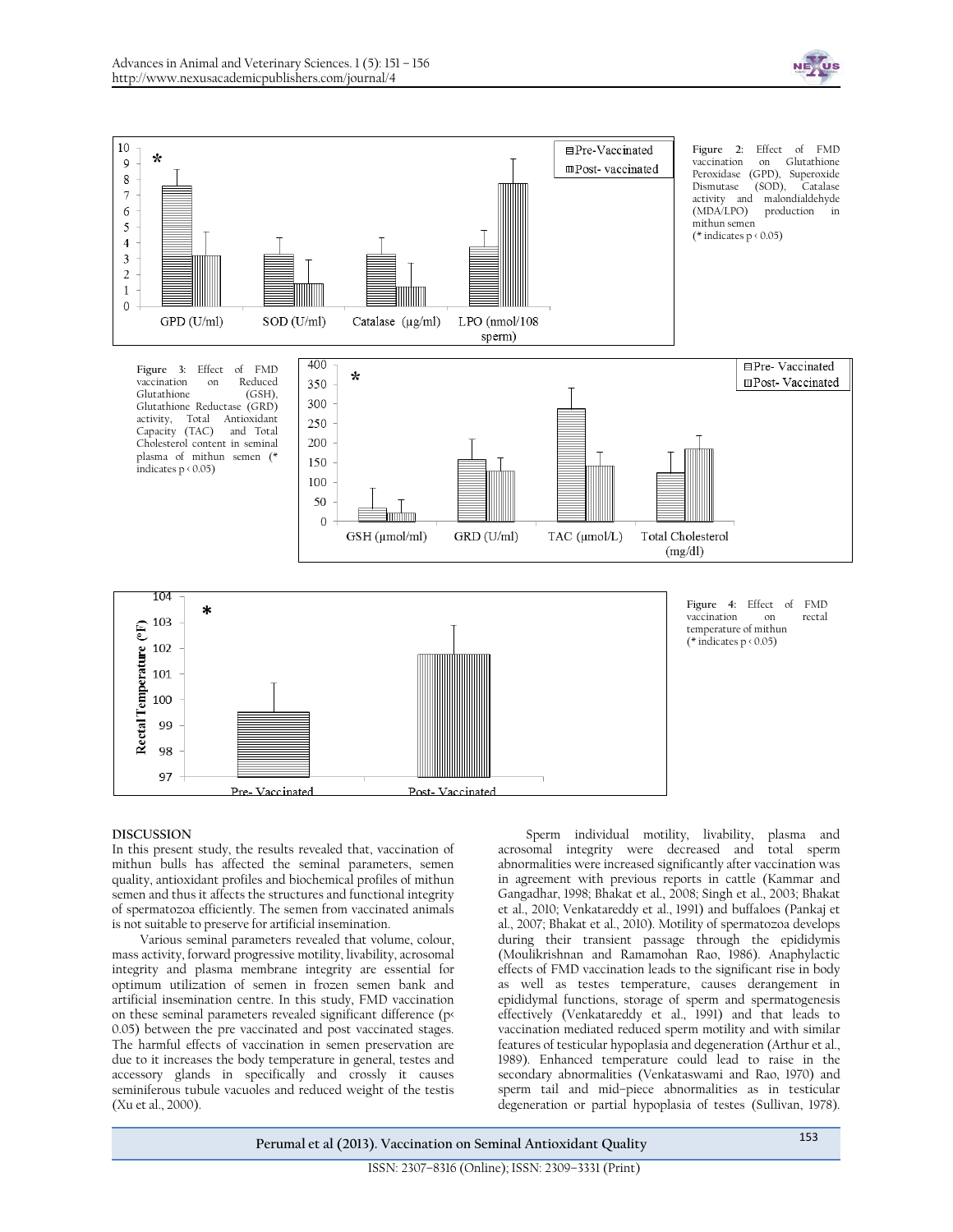**Figure 2:** Effect of FMD vaccination on Glutathione Peroxidase (GPD), Superoxide Dismutase (SOD), Catalase activity and malondialdehyde (MDA/LPO) production in mithun semen (* indicates $p < 0.05$)

**Figure 3:** Effect of FMD vaccination on Reduced Glutathione (GSH), Glutathione Reductase (GRD) activity, Total Antioxidant Capacity (TAC) and Total Cholesterol content in seminal plasma of mithun semen (* indicates $p < 0.05$)

**Figure 4:** Effect of FMD vaccination on rectal temperature of mithun (* indicates $p < 0.05$)

## DISCUSSION

In this present study, the results revealed that, vaccination of mithun bulls has affected the seminal parameters, semen quality, antioxidant profiles and biochemical profiles of mithun semen and thus it affects the structures and functional integrity of spermatozoa efficiently. The semen from vaccinated animals is not suitable to preserve for artificial insemination.

Various seminal parameters revealed that volume, colour, mass activity, forward progressive motility, livability, acrosomal integrity and plasma membrane integrity are essential for optimum utilization of semen in frozen semen bank and artificial insemination centre. In this study, FMD vaccination on these seminal parameters revealed significant difference ($p < 0.05$) between the pre vaccinated and post vaccinated stages. The harmful effects of vaccination in semen preservation are due to it increases the body temperature in general, testes and accessory glands in specifically and crossly it causes seminiferous tubule vacuoles and reduced weight of the testis (Xu et al., 2000).

Sperm individual motility, livability, plasma and acrosomal integrity were decreased and total sperm abnormalities were increased significantly after vaccination was in agreement with previous reports in cattle (Kammar and Gangadhar, 1998; Bhakat et al., 2008; Singh et al., 2003; Bhakat et al., 2010; Venkatareddy et al., 1991) and buffaloes (Pankaj et al., 2007; Bhakat et al., 2010). Motility of spermatozoa develops during their transient passage through the epididymis (Moulikrishnan and Ramamohan Rao, 1986). Anaphylactic effects of FMD vaccination leads to the significant rise in body as well as testes temperature, causes derangement in epididymal functions, storage of sperm and spermatogenesis effectively (Venkatareddy et al., 1991) and that leads to vaccination mediated reduced sperm motility and with similar features of testicular hypoplasia and degeneration (Arthur et al., 1989). Enhanced temperature could lead to raise in the secondary abnormalities (Venkataswami and Rao, 1970) and sperm tail and mid–piece abnormalities as in testicular degeneration or partial hypoplasia of testes (Sullivan, 1978).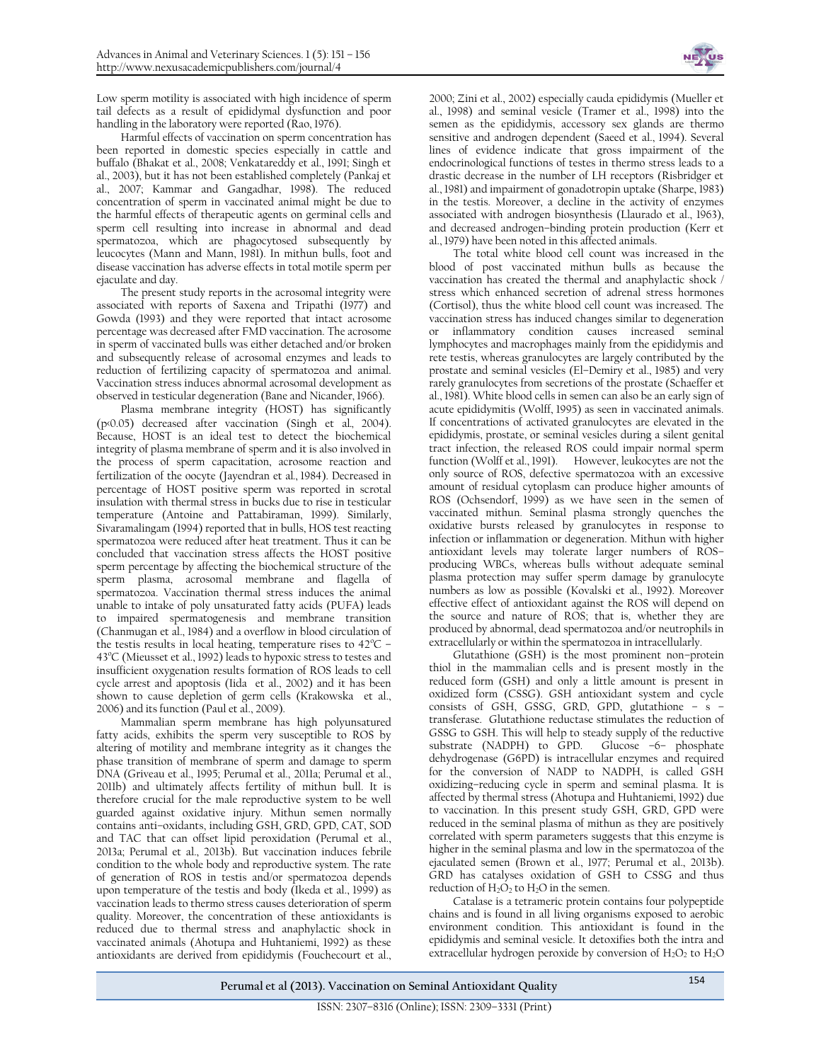Low sperm motility is associated with high incidence of sperm tail defects as a result of epididymal dysfunction and poor handling in the laboratory were reported (Rao, 1976).

Harmful effects of vaccination on sperm concentration has been reported in domestic species especially in cattle and buffalo (Bhakat et al., 2008; Venkatareddy et al., 1991; Singh et al., 2003), but it has not been established completely (Pankaj et al., 2007; Kammar and Gangadhar, 1998). The reduced concentration of sperm in vaccinated animal might be due to the harmful effects of therapeutic agents on germinal cells and sperm cell resulting into increase in abnormal and dead spermatozoa, which are phagocytosed subsequently by leucocytes (Mann and Mann, 1981). In mithun bulls, foot and disease vaccination has adverse effects in total motile sperm per ejaculate and day.

The present study reports in the acrosomal integrity were associated with reports of Saxena and Tripathi (1977) and Gowda (1993) and they were reported that intact acrosome percentage was decreased after FMD vaccination. The acrosome in sperm of vaccinated bulls was either detached and/or broken and subsequently release of acrosomal enzymes and leads to reduction of fertilizing capacity of spermatozoa and animal. Vaccination stress induces abnormal acrosomal development as observed in testicular degeneration (Bane and Nicander, 1966).

Plasma membrane integrity (HOST) has significantly ($p<0.05$) decreased after vaccination (Singh et al., 2004). Because, HOST is an ideal test to detect the biochemical integrity of plasma membrane of sperm and it is also involved in the process of sperm capacitation, acrosome reaction and fertilization of the oocyte (Jayendran et al., 1984). Decreased in percentage of HOST positive sperm was reported in scrotal insulation with thermal stress in bucks due to rise in testicular temperature (Antoine and Pattabiraman, 1999). Similarly, Sivaramalingam (1994) reported that in bulls, HOS test reacting spermatozoa were reduced after heat treatment. Thus it can be concluded that vaccination stress affects the HOST positive sperm percentage by affecting the biochemical structure of the sperm plasma, acrosomal membrane and flagella of spermatozoa. Vaccination thermal stress induces the animal unable to intake of poly unsaturated fatty acids (PUFA) leads to impaired spermatogenesis and membrane transition (Chanmugan et al., 1984) and a overflow in blood circulation of the testis results in local heating, temperature rises to 42°C – 43°C (Mieusset et al., 1992) leads to hypoxic stress to testes and insufficient oxygenation results formation of ROS leads to cell cycle arrest and apoptosis (Iida et al., 2002) and it has been shown to cause depletion of germ cells (Krakowska et al., 2006) and its function (Paul et al., 2009).

Mammalian sperm membrane has high polyunsatured fatty acids, exhibits the sperm very susceptible to ROS by altering of motility and membrane integrity as it changes the phase transition of membrane of sperm and damage to sperm DNA (Griveau et al., 1995; Perumal et al., 2011a; Perumal et al., 2011b) and ultimately affects fertility of mithun bull. It is therefore crucial for the male reproductive system to be well guarded against oxidative injury. Mithun semen normally contains anti–oxidants, including GSH, GRD, GPD, CAT, SOD and TAC that can offset lipid peroxidation (Perumal et al., 2013a; Perumal et al., 2013b). But vaccination induces febrile condition to the whole body and reproductive system. The rate of generation of ROS in testis and/or spermatozoa depends upon temperature of the testis and body (Ikeda et al., 1999) as vaccination leads to thermo stress causes deterioration of sperm quality. Moreover, the concentration of these antioxidants is reduced due to thermal stress and anaphylactic shock in vaccinated animals (Ahotupa and Huhtaniemi, 1992) as these antioxidants are derived from epididymis (Fouchecourt et al., 2000; Zini et al., 2002) especially cauda epididymis (Mueller et al., 1998) and seminal vesicle (Tramer et al., 1998) into the semen as the epididymis, accessory sex glands are thermo sensitive and androgen dependent (Saeed et al., 1994). Several lines of evidence indicate that gross impairment of the endocrinological functions of testes in thermo stress leads to a drastic decrease in the number of LH receptors (Risbridger et al., 1981) and impairment of gonadotropin uptake (Sharpe, 1983) in the testis. Moreover, a decline in the activity of enzymes associated with androgen biosynthesis (Llaurado et al., 1963), and decreased androgen–binding protein production (Kerr et al., 1979) have been noted in this affected animals.

The total white blood cell count was increased in the blood of post vaccinated mithun bulls as because the vaccination has created the thermal and anaphylactic shock / stress which enhanced secretion of adrenal stress hormones (Cortisol), thus the white blood cell count was increased. The vaccination stress has induced changes similar to degeneration or inflammatory condition causes increased seminal lymphocytes and macrophages mainly from the epididymis and rete testis, whereas granulocytes are largely contributed by the prostate and seminal vesicles (El–Demiry et al., 1985) and very rarely granulocytes from secretions of the prostate (Schaeffer et al., 1981). White blood cells in semen can also be an early sign of acute epididymitis (Wolff, 1995) as seen in vaccinated animals. If concentrations of activated granulocytes are elevated in the epididymis, prostate, or seminal vesicles during a silent genital tract infection, the released ROS could impair normal sperm function (Wolff et al., 1991). However, leukocytes are not the only source of ROS, defective spermatozoa with an excessive amount of residual cytoplasm can produce higher amounts of ROS (Ochsendorf, 1999) as we have seen in the semen of vaccinated mithun. Seminal plasma strongly quenches the oxidative bursts released by granulocytes in response to infection or inflammation or degeneration. Mithun with higher antioxidant levels may tolerate larger numbers of ROS–producing WBCs, whereas bulls without adequate seminal plasma protection may suffer sperm damage by granulocyte numbers as low as possible (Kovalski et al., 1992). Moreover effective effect of antioxidant against the ROS will depend on the source and nature of ROS; that is, whether they are produced by abnormal, dead spermatozoa and/or neutrophils in extracellularly or within the spermatozoa in intracellularly.

Glutathione (GSH) is the most prominent non–protein thiol in the mammalian cells and is present mostly in the reduced form (GSH) and only a little amount is present in oxidized form (CSSG). GSH antioxidant system and cycle consists of GSH, GSSG, GRD, GPD, glutathione – s – transferase. Glutathione reductase stimulates the reduction of GSSG to GSH. This will help to steady supply of the reductive substrate (NADPH) to GPD. Glucose –6– phosphate dehydrogenase (G6PD) is intracellular enzymes and required for the conversion of NADP to NADPH, is called GSH oxidizing–reducing cycle in sperm and seminal plasma. It is affected by thermal stress (Ahotupa and Huhtaniemi, 1992) due to vaccination. In this present study GSH, GRD, GPD were reduced in the seminal plasma of mithun as they are positively correlated with sperm parameters suggests that this enzyme is higher in the seminal plasma and low in the spermatozoa of the ejaculated semen (Brown et al., 1977; Perumal et al., 2013b). GRD has catalyses oxidation of GSH to CSSG and thus reduction of $H_2O_2$ to $H_2O$ in the semen.

Catalase is a tetrameric protein contains four polypeptide chains and is found in all living organisms exposed to aerobic environment condition. This antioxidant is found in the epididymis and seminal vesicle. It detoxifies both the intra and extracellular hydrogen peroxide by conversion of $H_2O_2$ to $H_2O$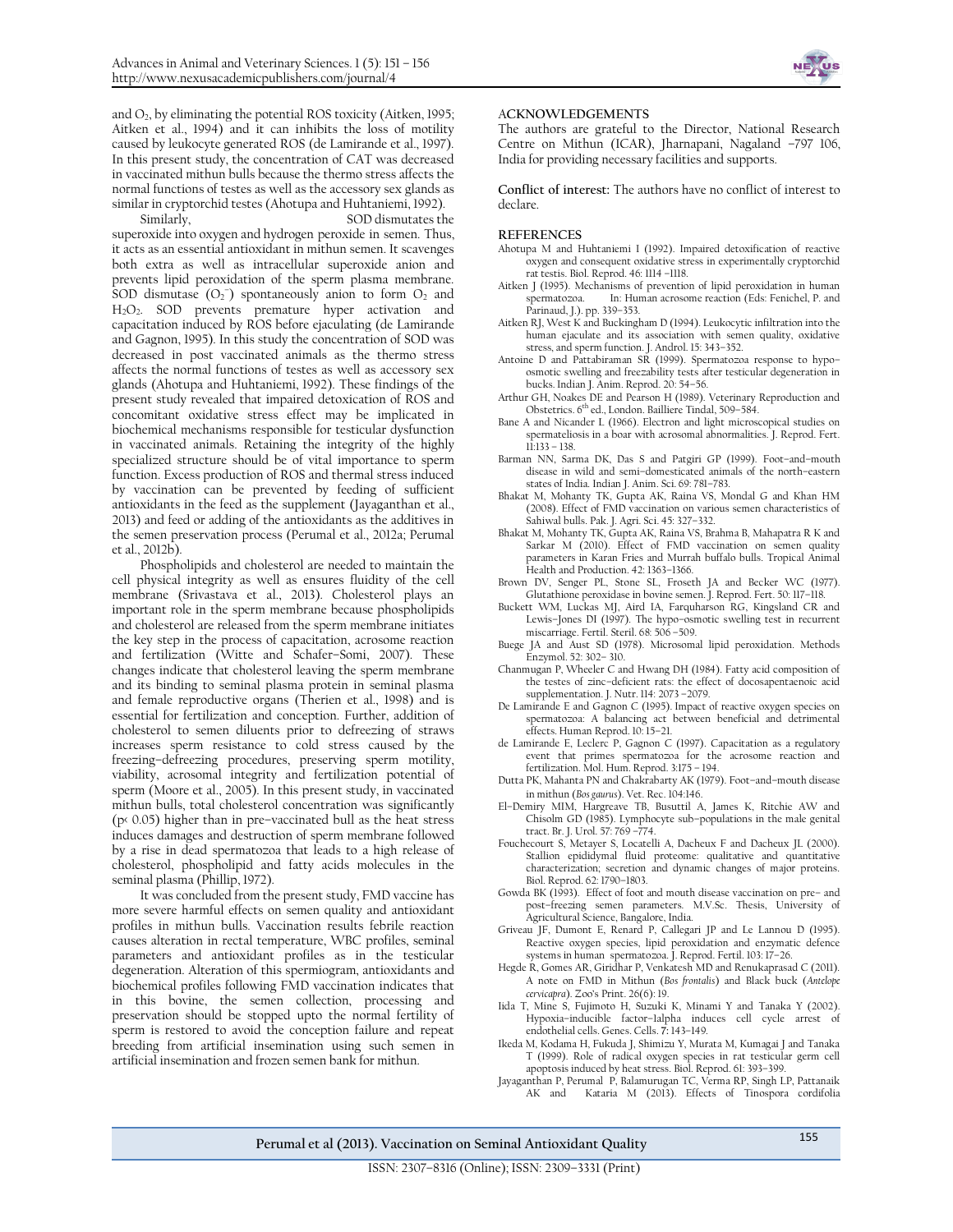and $O_2$, by eliminating the potential ROS toxicity (Aitken, 1995; Aitken et al., 1994) and it can inhibits the loss of motility caused by leukocyte generated ROS (de Lamirande et al., 1997). In this present study, the concentration of CAT was decreased in vaccinated mithun bulls because the thermo stress affects the normal functions of testes as well as the accessory sex glands as similar in cryptorchid testes (Ahotupa and Huhtaniemi, 1992).

Similarly, SOD dismutates the superoxide into oxygen and hydrogen peroxide in semen. Thus, it acts as an essential antioxidant in mithun semen. It scavenges both extra as well as intracellular superoxide anion and prevents lipid peroxidation of the sperm plasma membrane. SOD dismutase ($O_2^-$) spontaneously anion to form $O_2$ and $H_2O_2$. SOD prevents premature hyper activation and capacitation induced by ROS before ejaculating (de Lamirande and Gagnon, 1995). In this study the concentration of SOD was decreased in post vaccinated animals as the thermo stress affects the normal functions of testes as well as accessory sex glands (Ahotupa and Huhtaniemi, 1992). These findings of the present study revealed that impaired detoxication of ROS and concomitant oxidative stress effect may be implicated in biochemical mechanisms responsible for testicular dysfunction in vaccinated animals. Retaining the integrity of the highly specialized structure should be of vital importance to sperm function. Excess production of ROS and thermal stress induced by vaccination can be prevented by feeding of sufficient antioxidants in the feed as the supplement (Jayaganthan et al., 2013) and feed or adding of the antioxidants as the additives in the semen preservation process (Perumal et al., 2012a; Perumal et al., 2012b).

Phospholipids and cholesterol are needed to maintain the cell physical integrity as well as ensures fluidity of the cell membrane (Srivastava et al., 2013). Cholesterol plays an important role in the sperm membrane because phospholipids and cholesterol are released from the sperm membrane initiates the key step in the process of capacitation, acrosome reaction and fertilization (Witte and Schafer–Somi, 2007). These changes indicate that cholesterol leaving the sperm membrane and its binding to seminal plasma protein in seminal plasma and female reproductive organs (Therien et al., 1998) and is essential for fertilization and conception. Further, addition of cholesterol to semen diluents prior to defreezing of straws increases sperm resistance to cold stress caused by the freezing–defreezing procedures, preserving sperm motility, viability, acrosomal integrity and fertilization potential of sperm (Moore et al., 2005). In this present study, in vaccinated mithun bulls, total cholesterol concentration was significantly ($p< 0.05$) higher than in pre–vaccinated bull as the heat stress induces damages and destruction of sperm membrane followed by a rise in dead spermatozoa that leads to a high release of cholesterol, phospholipid and fatty acids molecules in the seminal plasma (Phillip, 1972).

It was concluded from the present study, FMD vaccine has more severe harmful effects on semen quality and antioxidant profiles in mithun bulls. Vaccination results febrile reaction causes alteration in rectal temperature, WBC profiles, seminal parameters and antioxidant profiles as in the testicular degeneration. Alteration of this spermiogram, antioxidants and biochemical profiles following FMD vaccination indicates that in this bovine, the semen collection, processing and preservation should be stopped upto the normal fertility of sperm is restored to avoid the conception failure and repeat breeding from artificial insemination using such semen in artificial insemination and frozen semen bank for mithun.

## ACKNOWLEDGEMENTS

The authors are grateful to the Director, National Research Centre on Mithun (ICAR), Jharnapani, Nagaland –797 106, India for providing necessary facilities and supports.

**Conflict of interest:** The authors have no conflict of interest to declare.

## REFERENCES

Ahotupa M and Huhtaniemi I (1992). Impaired detoxification of reactive oxygen and consequent oxidative stress in experimentally cryptorchid rat testis. Biol. Reprod. 46: 1114 –1118.

Aitken J (1995). Mechanisms of prevention of lipid peroxidation in human spermatozoa. In: Human acrosome reaction (Eds: Fenichel, P. and Parinaud, J.). pp. 339–353.

Aitken RJ, West K and Buckingham D (1994). Leukocytic infiltration into the human ejaculate and its association with semen quality, oxidative stress, and sperm function. J. Androl. 15: 343–352.

Antoine D and Pattabiraman SR (1999). Spermatozoa response to hypo–osmotic swelling and freezability tests after testicular degeneration in bucks. Indian J. Anim. Reprod. 20: 54–56.

Arthur GH, Noakes DE and Pearson H (1989). Veterinary Reproduction and Obstetrics. 6th ed., London. Bailliere Tindal, 509–584.

Bane A and Nicander L (1966). Electron and light microscopical studies on spermateliosis in a boar with acrosomal abnormalities. J. Reprod. Fert. 11:133 – 138.

Barman NN, Sarma DK, Das S and Patgiri GP (1999). Foot–and–mouth disease in wild and semi–domesticated animals of the north–eastern states of India. Indian J. Anim. Sci. 69: 781–783.

Bhakat M, Mohanty TK, Gupta AK, Raina VS, Mondal G and Khan HM (2008). Effect of FMD vaccination on various semen characteristics of Sahiwal bulls. Pak. J. Agri. Sci. 45: 327–332.

Bhakat M, Mohanty TK, Gupta AK, Raina VS, Brahma B, Mahapatra R K and Sarkar M (2010). Effect of FMD vaccination on semen quality parameters in Karan Fries and Murrah buffalo bulls. Tropical Animal Health and Production. 42: 1363–1366.

Brown DV, Senger PL, Stone SL, Froseth JA and Becker WC (1977). Glutathione peroxidase in bovine semen. J. Reprod. Fert. 50: 117–118.

Buckett WM, Luckas MJ, Aird IA, Farquharson RG, Kingsland CR and Lewis–Jones DI (1997). The hypo–osmotic swelling test in recurrent miscarriage. Fertil. Steril. 68: 506 –509.

Buege JA and Aust SD (1978). Microsomal lipid peroxidation. Methods Enzymol. 52: 302– 310.

Chanmugan P, Wheeler C and Hwang DH (1984). Fatty acid composition of the testes of zinc–deficient rats: the effect of docosapentaenoic acid supplementation. J. Nutr. 114: 2073 –2079.

De Lamirande E and Gagnon C (1995). Impact of reactive oxygen species on spermatozoa: A balancing act between beneficial and detrimental effects. Human Reprod. 10: 15–21.

de Lamirande E, Leclerc P, Gagnon C (1997). Capacitation as a regulatory event that primes spermatozoa for the acrosome reaction and fertilization. Mol. Hum. Reprod. 3:175 – 194.

Dutta PK, Mahanta PN and Chakrabarty AK (1979). Foot–and–mouth disease in mithun (*Bos gaurus*). Vet. Rec. 104:146.

El–Demiry MIM, Hargreave TB, Busuttil A, James K, Ritchie AW and Chisolm GD (1985). Lymphocyte sub–populations in the male genital tract. Br. J. Urol. 57: 769 –774.

Fouchecourt S, Metayer S, Locatelli A, Dacheux F and Dacheux JL (2000). Stallion epididymal fluid proteome: qualitative and quantitative characterization; secretion and dynamic changes of major proteins. Biol. Reprod. 62: 1790–1803.

Gowda BK (1993). Effect of foot and mouth disease vaccination on pre– and post–freezing semen parameters. M.V.Sc. Thesis, University of Agricultural Science, Bangalore, India.

Griveau JF, Dumont E, Renard P, Callegari JP and Le Lannou D (1995). Reactive oxygen species, lipid peroxidation and enzymatic defence systems in human spermatozoa. J. Reprod. Fertil. 103: 17–26.

Hegde R, Gomes AR, Giridhar P, Venkatesh MD and Renukaprasad C (2011). A note on FMD in Mithun (*Bos frontalis*) and Black buck (*Antelope cervicapra*). Zoo's Print. 26(6): 19.

Iida T, Mine S, Fujimoto H, Suzuki K, Minami Y and Tanaka Y (2002). Hypoxia–inducible factor–1alpha induces cell cycle arrest of endothelial cells. Genes. Cells. 7: 143–149.

Ikeda M, Kodama H, Fukuda J, Shimizu Y, Murata M, Kumagai J and Tanaka T (1999). Role of radical oxygen species in rat testicular germ cell apoptosis induced by heat stress. Biol. Reprod. 61: 393–399.

Jayaganthan P, Perumal P, Balamurugan TC, Verma RP, Singh LP, Pattanaik AK and Kataria M (2013). Effects of Tinospora cordifolia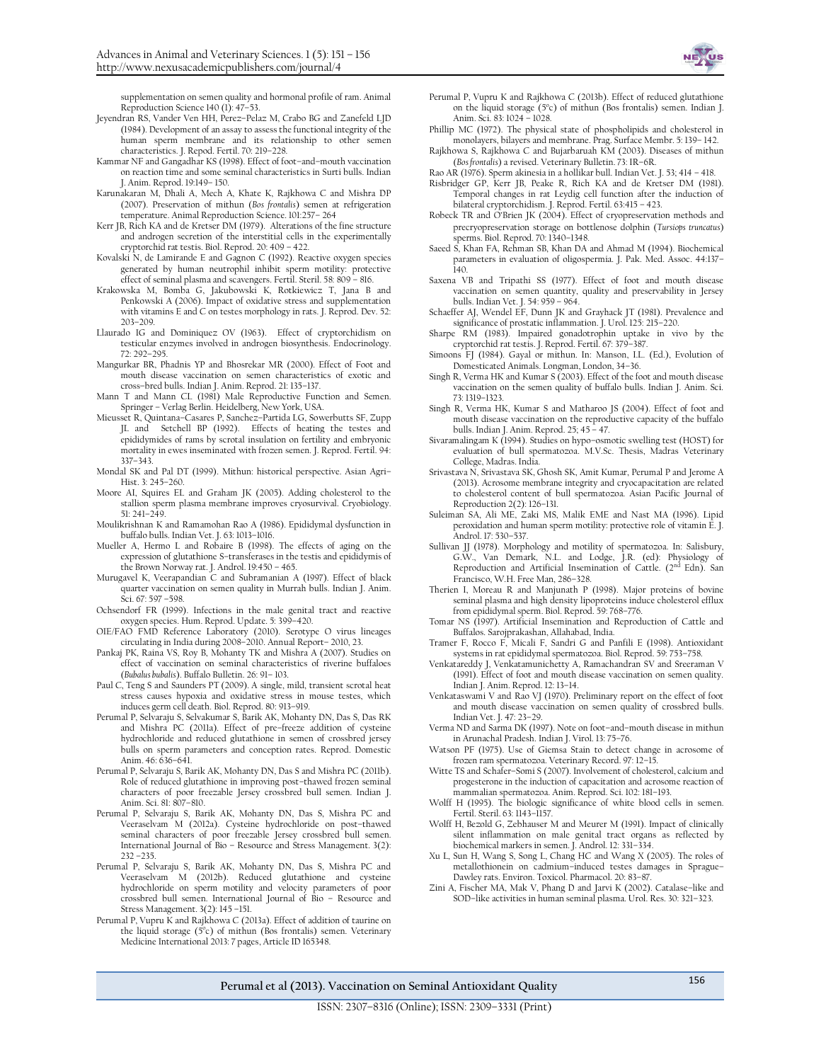supplementation on semen quality and hormonal profile of ram. Animal Reproduction Science 140 (1): 47–53.

Jeyendran RS, Vander Ven HH, Perez–Pelaz M, Crabo BG and Zanefeld LJD (1984). Development of an assay to assess the functional integrity of the human sperm membrane and its relationship to other semen characteristics. J. Repod. Fertil. 70: 219–228.

Kammar NF and Gangadhar KS (1998). Effect of foot–and–mouth vaccination on reaction time and some seminal characteristics in Surti bulls. Indian J. Anim. Reprod. 19:149– 150.

Karunakaran M, Dhali A, Mech A, Khate K, Rajkhowa C and Mishra DP (2007). Preservation of mithun (*Bos frontalis*) semen at refrigeration temperature. Animal Reproduction Science. 101:257– 264

Kerr JB, Rich KA and de Kretser DM (1979). Alterations of the fine structure and androgen secretion of the interstitial cells in the experimentally cryptorchid rat testis. Biol. Reprod. 20: 409 – 422.

Kovalski N, de Lamirande E and Gagnon C (1992). Reactive oxygen species generated by human neutrophil inhibit sperm motility: protective effect of seminal plasma and scavengers. Fertil. Steril. 58: 809 – 816.

Krakowska M, Bomba G, Jakubowski K, Rotkiewicz T, Jana B and Penkowski A (2006). Impact of oxidative stress and supplementation with vitamins E and C on testes morphology in rats. J. Reprod. Dev. 52: 203–209.

Llaurado IG and Dominiquez OV (1963). Effect of cryptorchidism on testicular enzymes involved in androgen biosynthesis. Endocrinology. 72: 292–295.

Mangurkar BR, Phadnis YP and Bhosrekar MR (2000). Effect of Foot and mouth disease vaccination on semen characteristics of exotic and cross–bred bulls. Indian J. Anim. Reprod. 21: 135–137.

Mann T and Mann CL (1981) Male Reproductive Function and Semen. Springer – Verlag Berlin. Heidelberg, New York, USA.

Mieusset R, Quintana–Casares P, Sanchez–Partida LG, Sowerbutts SF, Zupp JL and Setchell BP (1992). Effects of heating the testes and epididymides of rams by scrotal insulation on fertility and embryonic mortality in ewes inseminated with frozen semen. J. Reprod. Fertil. 94: 337–343.

Mondal SK and Pal DT (1999). Mithun: historical perspective. Asian Agri–Hist. 3: 245–260.

Moore AI, Squires EL and Graham JK (2005). Adding cholesterol to the stallion sperm plasma membrane improves cryosurvival. Cryobiology. 51: 241–249.

Moulikrishnan K and Ramamohan Rao A (1986). Epididymal dysfunction in buffalo bulls. Indian Vet. J. 63: 1013–1016.

Mueller A, Hermo L and Robaire B (1998). The effects of aging on the expression of glutathione S–transferases in the testis and epididymis of the Brown Norway rat. J. Androl. 19:450 – 465.

Murugavel K, Veerapandian C and Subramanian A (1997). Effect of black quarter vaccination on semen quality in Murrah bulls. Indian J. Anim. Sci. 67: 597 –598.

Ochsendorf FR (1999). Infections in the male genital tract and reactive oxygen species. Hum. Reprod. Update. 5: 399–420.

OIE/FAO FMD Reference Laboratory (2010). Serotype O virus lineages circulating in India during 2008–2010. Annual Report– 2010, 23.

Pankaj PK, Raina VS, Roy B, Mohanty TK and Mishra A (2007). Studies on effect of vaccination on seminal characteristics of riverine buffaloes (*Bubalus bubalis*). Buffalo Bulletin. 26: 91– 103.

Paul C, Teng S and Saunders PT (2009). A single, mild, transient scrotal heat stress causes hypoxia and oxidative stress in mouse testes, which induces germ cell death. Biol. Reprod. 80: 913–919.

Perumal P, Selvaraju S, Selvakumar S, Barik AK, Mohanty DN, Das S, Das RK and Mishra PC (2011a). Effect of pre–freeze addition of cysteine hydrochloride and reduced glutathione in semen of crossbred jersey bulls on sperm parameters and conception rates. Reprod. Domestic Anim. 46: 636–641.

Perumal P, Selvaraju S, Barik AK, Mohanty DN, Das S and Mishra PC (2011b). Role of reduced glutathione in improving post–thawed frozen seminal characters of poor freezable Jersey crossbred bull semen. Indian J. Anim. Sci. 81: 807–810.

Perumal P, Selvaraju S, Barik AK, Mohanty DN, Das S, Mishra PC and Veeraselvam M (2012a). Cysteine hydrochloride on post–thawed seminal characters of poor freezable Jersey crossbred bull semen. International Journal of Bio – Resource and Stress Management. 3(2): 232 –235.

Perumal P, Selvaraju S, Barik AK, Mohanty DN, Das S, Mishra PC and Veeraselvam M (2012b). Reduced glutathione and cysteine hydrochloride on sperm motility and velocity parameters of poor crossbred bull semen. International Journal of Bio – Resource and Stress Management. 3(2): 145 –151.

Perumal P, Vupru K and Rajkhowa C (2013a). Effect of addition of taurine on the liquid storage (5°c) of mithun (Bos frontalis) semen. Veterinary Medicine International 2013: 7 pages, Article ID 165348.

Perumal P, Vupru K and Rajkhowa C (2013b). Effect of reduced glutathione on the liquid storage (5°c) of mithun (Bos frontalis) semen. Indian J. Anim. Sci. 83: 1024 – 1028.

Phillip MC (1972). The physical state of phospholipids and cholesterol in monolayers, bilayers and membrane. Prag. Surface Membr. 5: 139– 142.

Rajkhowa S, Rajkhowa C and Bujarbaruah KM (2003). Diseases of mithun (*Bos frontalis*) a revised. Veterinary Bulletin. 73: IR–6R.

Rao AR (1976). Sperm akinesia in a hollikar bull. Indian Vet. J. 53; 414 – 418.

Risbridger GP, Kerr JB, Peake R, Rich KA and de Kretser DM (1981). Temporal changes in rat Leydig cell function after the induction of bilateral cryptorchidism. J. Reprod. Fertil. 63:415 – 423.

Robeck TR and O'Brien JK (2004). Effect of cryopreservation methods and precryopreservation storage on bottlenose dolphin (*Tursiops truncatus*) sperms. Biol. Reprod. 70: 1340–1348.

Saeed S, Khan FA, Rehman SB, Khan DA and Ahmad M (1994). Biochemical parameters in evaluation of oligospermia. J. Pak. Med. Assoc. 44:137–140.

Saxena VB and Tripathi SS (1977). Effect of foot and mouth disease vaccination on semen quantity, quality and preservability in Jersey bulls. Indian Vet. J. 54: 959 – 964.

Schaeffer AJ, Wendel EF, Dunn JK and Grayhack JT (1981). Prevalence and significance of prostatic inflammation. J. Urol. 125: 215–220.

Sharpe RM (1983). Impaired gonadotrophin uptake in vivo by the cryptorchid rat testis. J. Reprod. Fertil. 67: 379–387.

Simoons FJ (1984). Gayal or mithun. In: Manson, I.L. (Ed.), Evolution of Domesticated Animals. Longman, London, 34–36.

Singh R, Verma HK and Kumar S (2003). Effect of the foot and mouth disease vaccination on the semen quality of buffalo bulls. Indian J. Anim. Sci. 73: 1319–1323.

Singh R, Verma HK, Kumar S and Matharoo JS (2004). Effect of foot and mouth disease vaccination on the reproductive capacity of the buffalo bulls. Indian J. Anim. Reprod. 25; 45 – 47.

Sivaramalingam K (1994). Studies on hypo–osmotic swelling test (HOST) for evaluation of bull spermatozoa. M.V.Sc. Thesis, Madras Veterinary College, Madras. India.

Srivastava N, Srivastava SK, Ghosh SK, Amit Kumar, Perumal P and Jerome A (2013). Acrosome membrane integrity and cryocapacitation are related to cholesterol content of bull spermatozoa. Asian Pacific Journal of Reproduction 2(2): 126–131.

Suleiman SA, Ali ME, Zaki MS, Malik EME and Nast MA (1996). Lipid peroxidation and human sperm motility: protective role of vitamin E. J. Androl. 17: 530–537.

Sullivan JJ (1978). Morphology and motility of spermatozoa. In: Salisbury, G.W., Van Demark, N.L. and Lodge, J.R. (ed): Physiology of Reproduction and Artificial Insemination of Cattle. (2nd Edn). San Francisco, W.H. Free Man, 286–328.

Therien I, Moreau R and Manjunath P (1998). Major proteins of bovine seminal plasma and high density lipoproteins induce cholesterol efflux from epididymal sperm. Biol. Reprod. 59: 768–776.

Tomar NS (1997). Artificial Insemination and Reproduction of Cattle and Buffalos. Sarojprakashan, Allahabad, India.

Tramer F, Rocco F, Micali F, Sandri G and Panfili E (1998). Antioxidant systems in rat epididymal spermatozoa. Biol. Reprod. 59: 753–758.

Venkatareddy J, Venkatamunichetty A, Ramachandran SV and Sreeraman V (1991). Effect of foot and mouth disease vaccination on semen quality. Indian J. Anim. Reprod. 12: 13–14.

Venkataswami V and Rao VJ (1970). Preliminary report on the effect of foot and mouth disease vaccination on semen quality of crossbred bulls. Indian Vet. J. 47: 23–29.

Verma ND and Sarma DK (1997). Note on foot–and–mouth disease in mithun in Arunachal Pradesh. Indian J. Virol. 13: 75–76.

Watson PF (1975). Use of Giemsa Stain to detect change in acrosome of frozen ram spermatozoa. Veterinary Record. 97: 12–15.

Witte TS and Schafer–Somi S (2007). Involvement of cholesterol, calcium and progesterone in the induction of capacitation and acrosome reaction of mammalian spermatozoa. Anim. Reprod. Sci. 102: 181–193.

Wolff H (1995). The biologic significance of white blood cells in semen. Fertil. Steril. 63: 1143–1157.

Wolff H, Bezold G, Zebhauser M and Meurer M (1991). Impact of clinically silent inflammation on male genital tract organs as reflected by biochemical markers in semen. J. Androl. 12: 331–334.

Xu L, Sun H, Wang S, Song L, Chang HC and Wang X (2005). The roles of metallothionein on cadmium–induced testes damages in Sprague–Dawley rats. Environ. Toxicol. Pharmacol. 20: 83–87.

Zini A, Fischer MA, Mak V, Phang D and Jarvi K (2002). Catalase–like and SOD–like activities in human seminal plasma. Urol. Res. 30: 321–323.